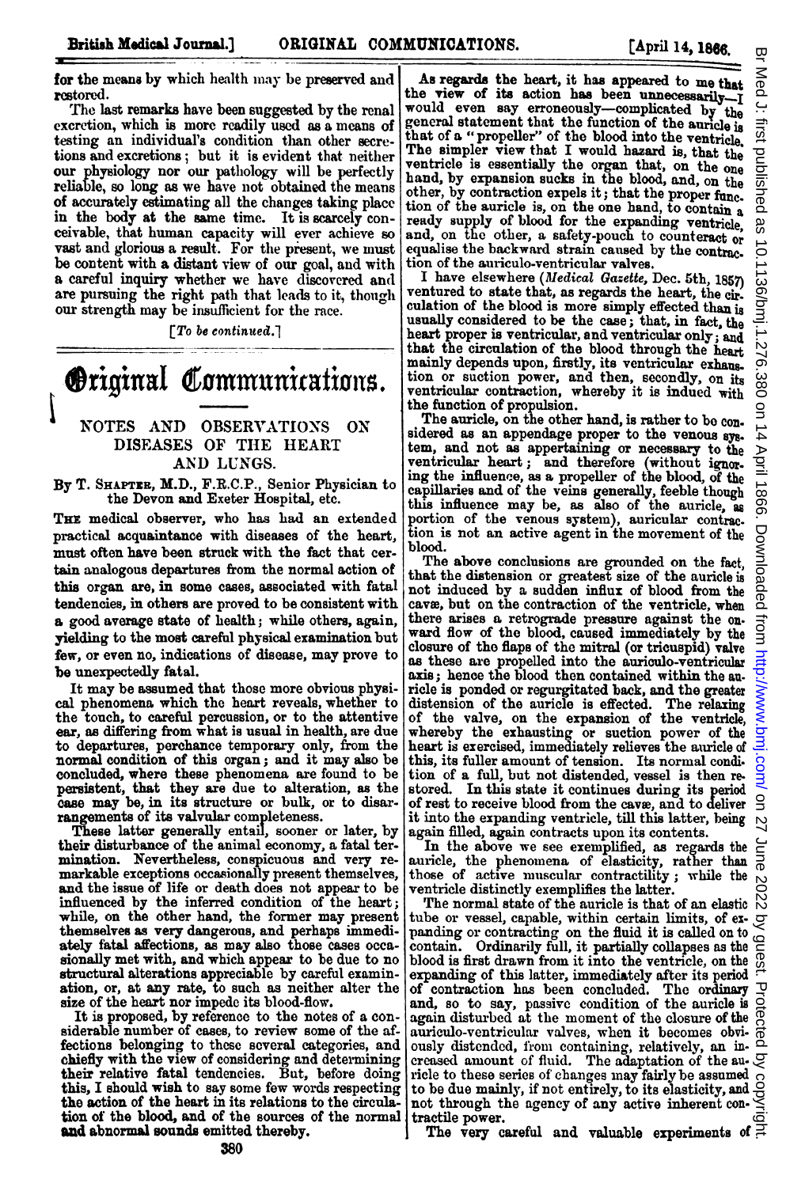for the means by which health may be preserved and restored.

The last remarks have been suggested by the renal excretion, which is more readily used as a means of testing an individual's condition than other secretions and excretions; but it is evident that neither our physiology nor our pathology will be perfectly reliable, so long as we have not obtained the means of accurately estimating all the changes taking place in the body at the same time. It is scarcely conceivable, that human capacity will ever achieve so vast and glorious a result. For the present, we must be content with a distant view of our goal, and with a careful inquiry whether we have discovered and are pursuing the right path that leads to it, though our strength may be insufficient for the race.

[*To be continued.*]

# Original Communications.

## NOTES AND OBSERVATIONS ON DISEASES OF THE HEART AND LUNGS.

By T. Shapter, M.D., F.R.C.P., Senior Physician to the Devon and Exeter Hospital, etc.

The medical observer, who has had an extended practical acquaintance with diseases of the heart, must often have been struck with the fact that certain analogous departures from the normal action of this organ are, in some cases, associated with fatal tendencies, in others are proved to be consistent with a good average state of health; while others, again, yielding to the most careful physical examination but few, or even no, indications of disease, may prove to be unexpectedly fatal.

It may be assumed that those more obvious physical phenomena which the heart reveals, whether to the touch, to careful percussion, or to the attentive ear, as differing from what is usual in health, are due to departures, perchance temporary only, from the normal condition of this organ; and it may also be concluded, where these phenomena are found to be persistent, that they are due to alteration, as the case may be, in its structure or bulk, or to disarrangements of its valvular completeness.

These latter generally entail, sooner or later, by their disturbance of the animal economy, a fatal termination. Nevertheless, conspicuous and very remarkable exceptions occasionally present themselves, and the issue of life or death does not appear to be influenced by the inferred condition of the heart; while, on the other hand, the former may present themselves as very dangerous, and perhaps immediately fatal affections, as may also those cases occasionally met with, and which appear to be due to no structural alterations appreciable by careful examination, or, at any rate, to such as neither alter the size of the heart nor impede its blood-flow.

It is proposed, by reference to the notes of a considerable number of cases, to review some of the affections belonging to these several categories, and chiefly with the view of considering and determining their relative fatal tendencies. But, before doing this, I should wish to say some few words respecting the action of the heart in its relations to the circulation of the blood, and of the sources of the normal and abnormal sounds emitted thereby.

As regards the heart, it has appeared to me that the view of its action has been unnecessarily—I would even say erroneously—complicated by the general statement that the function of the auricle is that of a "propeller" of the blood into the ventricle. The simpler view that I would hazard is, that the ventricle is essentially the organ that, on the one hand, by expansion sucks in the blood, and, on the other, by contraction expels it; that the proper function of the auricle is, on the one hand, to contain a ready supply of blood for the expanding ventricle, and, on the other, a safety-pouch to counteract or equalise the backward strain caused by the contraction of the auriculo-ventricular valves.

I have elsewhere (*Medical Gazette*, Dec. 5th, 1857) ventured to state that, as regards the heart, the circulation of the blood is more simply effected than is usually considered to be the case; that, in fact, the heart proper is ventricular, and ventricular only; and that the circulation of the blood through the heart mainly depends upon, firstly, its ventricular exhaustion or suction power, and then, secondly, on its ventricular contraction, whereby it is indued with the function of propulsion.

The auricle, on the other hand, is rather to be considered as an appendage proper to the venous system, and not as appertaining or necessary to the ventricular heart; and therefore (without ignoring the influence, as a propeller of the blood, of the capillaries and of the veins generally, feeble though this influence may be, as also of the auricle, as portion of the venous system), auricular contraction is not an active agent in the movement of the blood.

The above conclusions are grounded on the fact, that the distension or greatest size of the auricle is not induced by a sudden influx of blood from the cavæ, but on the contraction of the ventricle, when there arises a retrograde pressure against the onward flow of the blood, caused immediately by the closure of the flaps of the mitral (or tricuspid) valve as these are propelled into the auriculo-ventricular axis; hence the blood then contained within the auricle is ponded or regurgitated back, and the greater distension of the auricle is effected. The relaxing of the valve, on the expansion of the ventricle, whereby the exhausting or suction power of the heart is exercised, immediately relieves the auricle of this, its fuller amount of tension. Its normal condition of a full, but not distended, vessel is then restored. In this state it continues during its period of rest to receive blood from the cavæ, and to deliver it into the expanding ventricle, till this latter, being again filled, again contracts upon its contents.

In the above we see exemplified, as regards the auricle, the phenomena of elasticity, rather than those of active muscular contractility; while the ventricle distinctly exemplifies the latter.

The normal state of the auricle is that of an elastic tube or vessel, capable, within certain limits, of expanding or contracting on the fluid it is called on to contain. Ordinarily full, it partially collapses as the blood is first drawn from it into the ventricle, on the expanding of this latter, immediately after its period of contraction has been concluded. The ordinary and, so to say, passive condition of the auricle is again disturbed at the moment of the closure of the auriculo-ventricular valves, when it becomes obviously distended, from containing, relatively, an increased amount of fluid. The adaptation of the auricle to these series of changes may fairly be assumed to be due mainly, if not entirely, to its elasticity, and not through the agency of any active inherent contractile power.

The very careful and valuable experiments of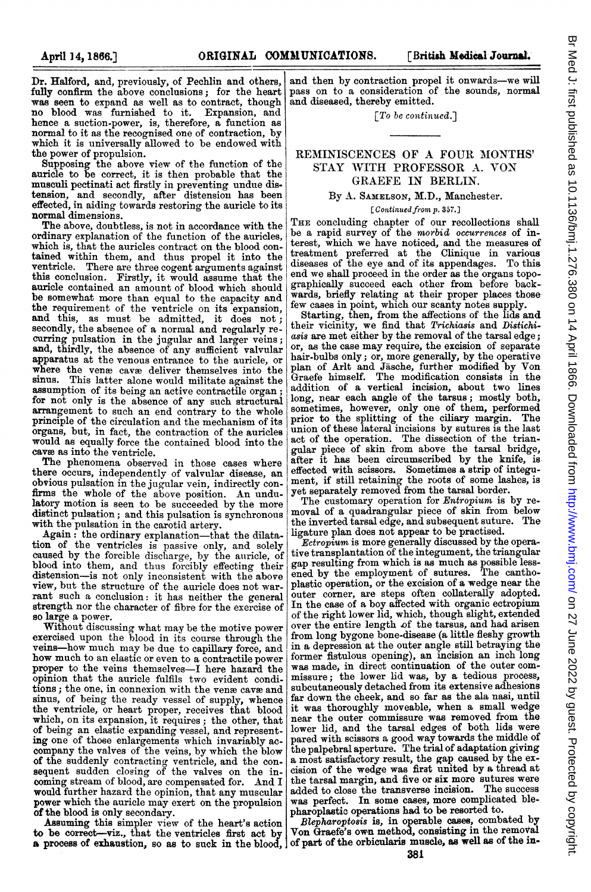Dr. Halford, and, previously, of Pechlin and others, fully confirm the above conclusions; for the heart was seen to expand as well as to contract, though no blood was furnished to it. Expansion, and hence a suction-power, is, therefore, a function as normal to it as the recognised one of contraction, by which it is universally allowed to be endowed with the power of propulsion.

Supposing the above view of the function of the auricle to be correct, it is then probable that the musculi pectinati act firstly in preventing undue distension, and secondly, after distension has been effected, in aiding towards restoring the auricle to its normal dimensions.

The above, doubtless, is not in accordance with the ordinary explanation of the function of the auricles, which is, that the auricles contract on the blood contained within them, and thus propel it into the ventricle. There are three cogent arguments against this conclusion. Firstly, it would assume that the auricle contained an amount of blood which should be somewhat more than equal to the capacity and the requirement of the ventricle on its expansion, and this, as must be admitted, it does not; secondly, the absence of a normal and regularly recurring pulsation in the jugular and larger veins; and, thirdly, the absence of any sufficient valvular apparatus at the venous entrance to the auricle, or where the venæ cavæ deliver themselves into the sinus. This latter alone would militate against the assumption of its being an active contractile organ; for not only is the absence of any such structural arrangement to such an end contrary to the whole principle of the circulation and the mechanism of its organs, but, in fact, the contraction of the auricles would as equally force the contained blood into the cavæ as into the ventricle.

The phenomena observed in those cases where there occurs, independently of valvular disease, an obvious pulsation in the jugular vein, indirectly confirms the whole of the above position. An undulatory motion is seen to be succeeded by the more distinct pulsation; and this pulsation is synchronous with the pulsation in the carotid artery.

Again: the ordinary explanation—that the dilatation of the ventricles is passive only, and solely caused by the forcible discharge, by the auricle, of blood into them, and thus forcibly effecting their distension—is not only inconsistent with the above view, but the structure of the auricle does not warrant such a conclusion: it has neither the general strength nor the character of fibre for the exercise of so large a power.

Without discussing what may be the motive power exercised upon the blood in its course through the veins—how much may be due to capillary force, and how much to an elastic or even to a contractile power proper to the veins themselves—I here hazard the opinion that the auricle fulfils two evident conditions; the one, in connexion with the venæ cavæ and sinus, of being the ready vessel of supply, whence the ventricle, or heart proper, receives that blood which, on its expansion, it requires; the other, that of being an elastic expanding vessel, and representing one of those enlargements which invariably accompany the valves of the veins, by which the blow of the suddenly contracting ventricle, and the consequent sudden closing of the valves on the incoming stream of blood, are compensated for. And I would further hazard the opinion, that any muscular power which the auricle may exert on the propulsion of the blood is only secondary.

Assuming this simpler view of the heart's action to be correct—viz., that the ventricles first act by a process of exhaustion, so as to suck in the blood, and then by contraction propel it onwards—we will pass on to a consideration of the sounds, normal and diseased, thereby emitted.

[*To be continued.*]

## REMINISCENCES OF A FOUR MONTHS' STAY WITH PROFESSOR A. VON GRAEFE IN BERLIN.

By A. Samelson, M.D., Manchester.

[*Continued from p. 357.*]

The concluding chapter of our recollections shall be a rapid survey of the *morbid occurrences* of interest, which we have noticed, and the measures of treatment preferred at the Clinique in various diseases of the eye and of its appendages. To this end we shall proceed in the order as the organs topographically succeed each other from before backwards, briefly relating at their proper places those few cases in point, which our scanty notes supply.

Starting, then, from the affections of the lids and their vicinity, we find that *Trichiasis* and *Distichiasis* are met either by the removal of the tarsal edge; or, as the case may require, the excision of separate hair-bulbs only; or, more generally, by the operative plan of Arlt and Jäsche, further modified by Von Graefe himself. The modification consists in the addition of a vertical incision, about two lines long, near each angle of the tarsus; mostly both, sometimes, however, only one of them, performed prior to the splitting of the ciliary margin. The union of these lateral incisions by sutures is the last act of the operation. The dissection of the triangular piece of skin from above the tarsal bridge, after it has been circumscribed by the knife, is effected with scissors. Sometimes a strip of integument, if still retaining the roots of some lashes, is yet separately removed from the tarsal border.

The customary operation for *Entropium* is by removal of a quadrangular piece of skin from below the inverted tarsal edge, and subsequent suture. The ligature plan does not appear to be practised.

*Ectropium* is more generally discussed by the operative transplantation of the integument, the triangular gap resulting from which is as much as possible lessened by the employment of sutures. The canthoplastic operation, or the excision of a wedge near the outer corner, are steps often collaterally adopted. In the case of a boy affected with organic ectropium of the right lower lid, which, though slight, extended over the entire length of the tarsus, and had arisen from long bygone bone-disease (a little fleshy growth in a depression at the outer angle still betraying the former fistulous opening), an incision an inch long was made, in direct continuation of the outer commissure; the lower lid was, by a tedious process, subcutaneously detached from its extensive adhesions far down the cheek, and so far as the ala nasi, until it was thoroughly moveable, when a small wedge near the outer commissure was removed from the lower lid, and the tarsal edges of both lids were pared with scissors a good way towards the middle of the palpebral aperture. The trial of adaptation giving a most satisfactory result, the gap caused by the excision of the wedge was first united by a thread at the tarsal margin, and five or six more sutures were added to close the transverse incision. The success was perfect. In some cases, more complicated blepharoplastic operations had to be resorted to.

*Blepharoptosis* is, in operable cases, combated by Von Graefe's own method, consisting in the removal of part of the orbicularis muscle, as well as of the in-